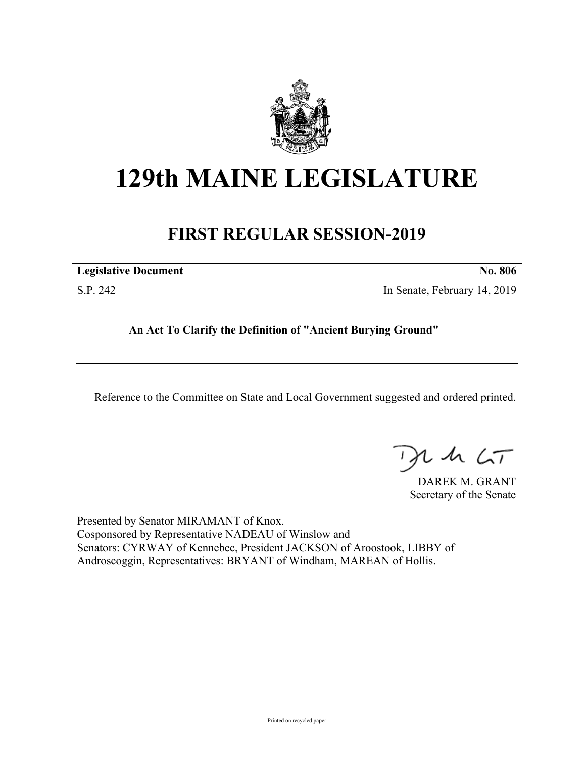# 129th MAINE LEGISLATURE

## FIRST REGULAR SESSION-2019

| **Legislative Document** | **No. 806** |
|---|---|
| S.P. 242 | In Senate, February 14, 2019 |

**An Act To Clarify the Definition of "Ancient Burying Ground"**

---

Reference to the Committee on State and Local Government suggested and ordered printed.

DAREK M. GRANT
Secretary of the Senate

Presented by Senator MIRAMANT of Knox.
Cosponsored by Representative NADEAU of Winslow and
Senators: CYRWAY of Kennebec, President JACKSON of Aroostook, LIBBY of Androscoggin, Representatives: BRYANT of Windham, MAREAN of Hollis.

Printed on recycled paper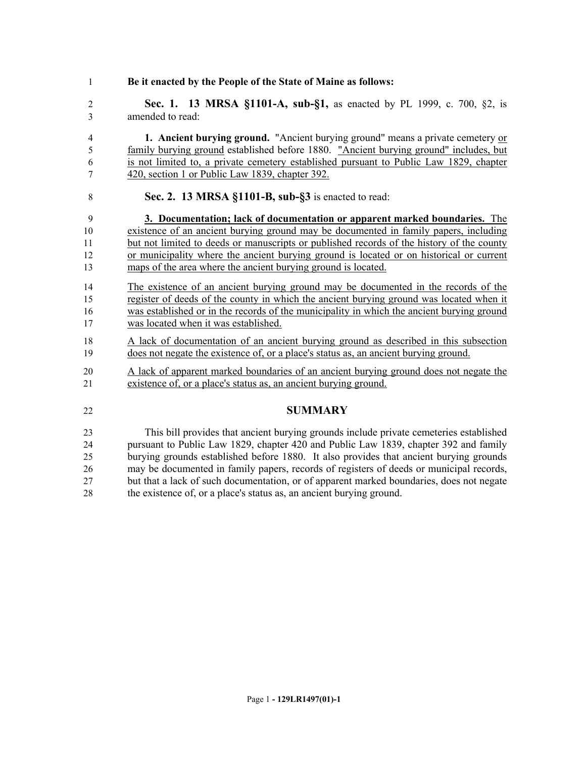**Be it enacted by the People of the State of Maine as follows:**

**Sec. 1. 13 MRSA §1101-A, sub-§1,** as enacted by PL 1999, c. 700, §2, is amended to read:

**1. Ancient burying ground.** "Ancient burying ground" means a private cemetery or family burying ground established before 1880. "Ancient burying ground" includes, but is not limited to, a private cemetery established pursuant to Public Law 1829, chapter 420, section 1 or Public Law 1839, chapter 392.

**Sec. 2. 13 MRSA §1101-B, sub-§3** is enacted to read:

**3. Documentation; lack of documentation or apparent marked boundaries.** The existence of an ancient burying ground may be documented in family papers, including but not limited to deeds or manuscripts or published records of the history of the county or municipality where the ancient burying ground is located or on historical or current maps of the area where the ancient burying ground is located.

The existence of an ancient burying ground may be documented in the records of the register of deeds of the county in which the ancient burying ground was located when it was established or in the records of the municipality in which the ancient burying ground was located when it was established.

A lack of documentation of an ancient burying ground as described in this subsection does not negate the existence of, or a place's status as, an ancient burying ground.

A lack of apparent marked boundaries of an ancient burying ground does not negate the existence of, or a place's status as, an ancient burying ground.

## SUMMARY

This bill provides that ancient burying grounds include private cemeteries established pursuant to Public Law 1829, chapter 420 and Public Law 1839, chapter 392 and family burying grounds established before 1880. It also provides that ancient burying grounds may be documented in family papers, records of registers of deeds or municipal records, but that a lack of such documentation, or of apparent marked boundaries, does not negate the existence of, or a place's status as, an ancient burying ground.